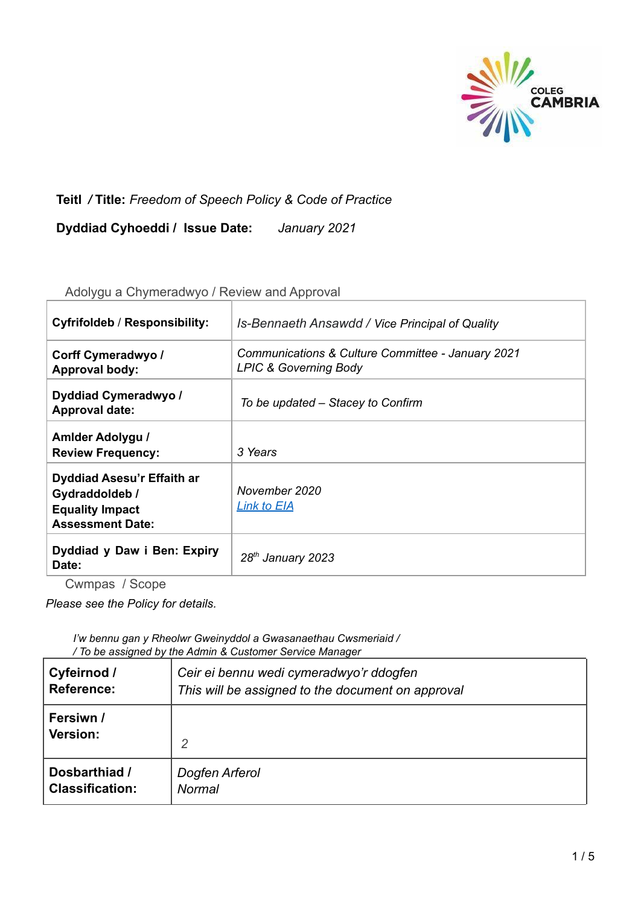**Teitl / Title:** *Freedom of Speech Policy & Code of Practice*

**Dyddiad Cyhoeddi / Issue Date:** *January 2021*

Adolygu a Chymeradwyo / Review and Approval

| | |
|---|---|
| **Cyfrifoldeb / Responsibility:** | *Is-Bennaeth Ansawdd / Vice Principal of Quality* |
| **Corff Cymeradwyo / Approval body:** | *Communications & Culture Committee - January 2021*<br>*LPIC & Governing Body* |
| **Dyddiad Cymeradwyo / Approval date:** | *To be updated – Stacey to Confirm* |
| **Amlder Adolygu / Review Frequency:** | *3 Years* |
| **Dyddiad Asesu'r Effaith ar Gydraddoldeb / Equality Impact Assessment Date:** | *November 2020*<br>*Link to EIA* |
| **Dyddiad y Daw i Ben: Expiry Date:** | *28th January 2023* |

Cwmpas / Scope

*Please see the Policy for details.*

*I'w bennu gan y Rheolwr Gweinyddol a Gwasanaethau Cwsmeriaid /*
*/ To be assigned by the Admin & Customer Service Manager*

| | |
|---|---|
| **Cyfeirnod / Reference:** | *Ceir ei bennu wedi cymeradwyo'r ddogfen*<br>*This will be assigned to the document on approval* |
| **Fersiwn / Version:** | *2* |
| **Dosbarthiad / Classification:** | *Dogfen Arferol*<br>*Normal* |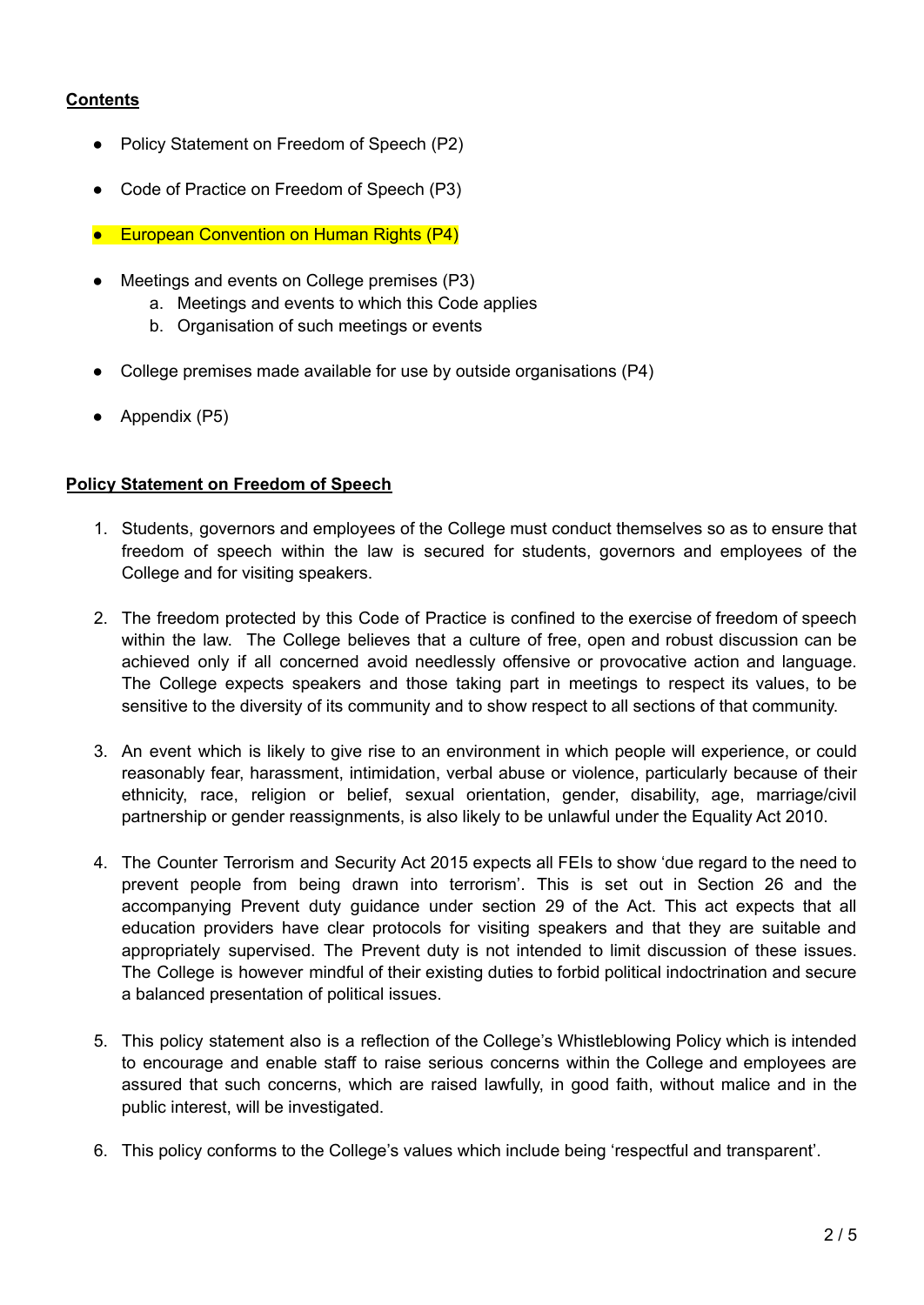**Contents**

- Policy Statement on Freedom of Speech (P2)
- Code of Practice on Freedom of Speech (P3)
- European Convention on Human Rights (P4)
- Meetings and events on College premises (P3)
    a. Meetings and events to which this Code applies
    b. Organisation of such meetings or events
- College premises made available for use by outside organisations (P4)
- Appendix (P5)

**Policy Statement on Freedom of Speech**

1. Students, governors and employees of the College must conduct themselves so as to ensure that freedom of speech within the law is secured for students, governors and employees of the College and for visiting speakers.

2. The freedom protected by this Code of Practice is confined to the exercise of freedom of speech within the law. The College believes that a culture of free, open and robust discussion can be achieved only if all concerned avoid needlessly offensive or provocative action and language. The College expects speakers and those taking part in meetings to respect its values, to be sensitive to the diversity of its community and to show respect to all sections of that community.

3. An event which is likely to give rise to an environment in which people will experience, or could reasonably fear, harassment, intimidation, verbal abuse or violence, particularly because of their ethnicity, race, religion or belief, sexual orientation, gender, disability, age, marriage/civil partnership or gender reassignments, is also likely to be unlawful under the Equality Act 2010.

4. The Counter Terrorism and Security Act 2015 expects all FEIs to show 'due regard to the need to prevent people from being drawn into terrorism'. This is set out in Section 26 and the accompanying Prevent duty guidance under section 29 of the Act. This act expects that all education providers have clear protocols for visiting speakers and that they are suitable and appropriately supervised. The Prevent duty is not intended to limit discussion of these issues. The College is however mindful of their existing duties to forbid political indoctrination and secure a balanced presentation of political issues.

5. This policy statement also is a reflection of the College's Whistleblowing Policy which is intended to encourage and enable staff to raise serious concerns within the College and employees are assured that such concerns, which are raised lawfully, in good faith, without malice and in the public interest, will be investigated.

6. This policy conforms to the College's values which include being 'respectful and transparent'.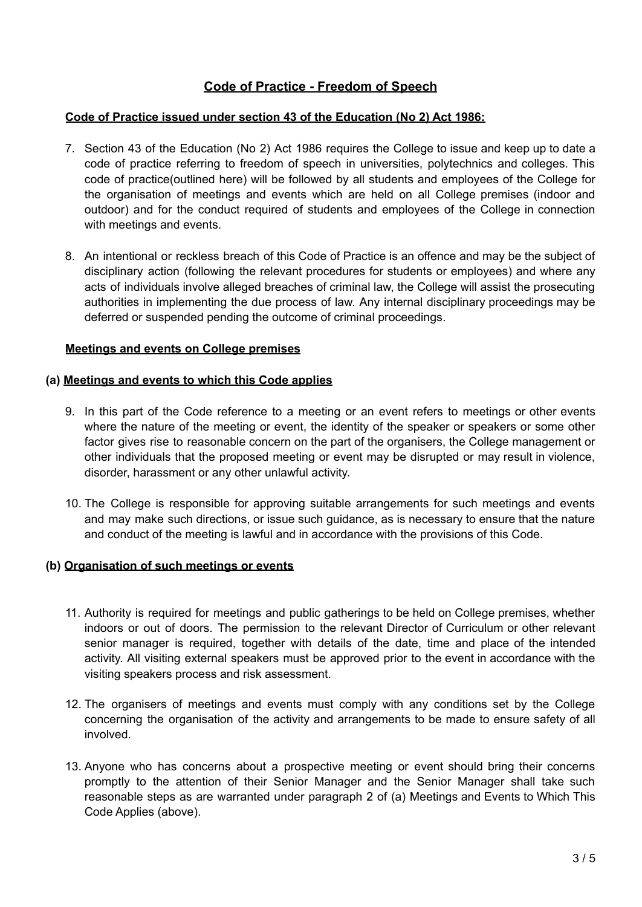## Code of Practice - Freedom of Speech

### Code of Practice issued under section 43 of the Education (No 2) Act 1986:

7. Section 43 of the Education (No 2) Act 1986 requires the College to issue and keep up to date a code of practice referring to freedom of speech in universities, polytechnics and colleges. This code of practice(outlined here) will be followed by all students and employees of the College for the organisation of meetings and events which are held on all College premises (indoor and outdoor) and for the conduct required of students and employees of the College in connection with meetings and events.

8. An intentional or reckless breach of this Code of Practice is an offence and may be the subject of disciplinary action (following the relevant procedures for students or employees) and where any acts of individuals involve alleged breaches of criminal law, the College will assist the prosecuting authorities in implementing the due process of law. Any internal disciplinary proceedings may be deferred or suspended pending the outcome of criminal proceedings.

### Meetings and events on College premises

#### (a) Meetings and events to which this Code applies

9. In this part of the Code reference to a meeting or an event refers to meetings or other events where the nature of the meeting or event, the identity of the speaker or speakers or some other factor gives rise to reasonable concern on the part of the organisers, the College management or other individuals that the proposed meeting or event may be disrupted or may result in violence, disorder, harassment or any other unlawful activity.

10. The College is responsible for approving suitable arrangements for such meetings and events and may make such directions, or issue such guidance, as is necessary to ensure that the nature and conduct of the meeting is lawful and in accordance with the provisions of this Code.

#### (b) Organisation of such meetings or events

11. Authority is required for meetings and public gatherings to be held on College premises, whether indoors or out of doors. The permission to the relevant Director of Curriculum or other relevant senior manager is required, together with details of the date, time and place of the intended activity. All visiting external speakers must be approved prior to the event in accordance with the visiting speakers process and risk assessment.

12. The organisers of meetings and events must comply with any conditions set by the College concerning the organisation of the activity and arrangements to be made to ensure safety of all involved.

13. Anyone who has concerns about a prospective meeting or event should bring their concerns promptly to the attention of their Senior Manager and the Senior Manager shall take such reasonable steps as are warranted under paragraph 2 of (a) Meetings and Events to Which This Code Applies (above).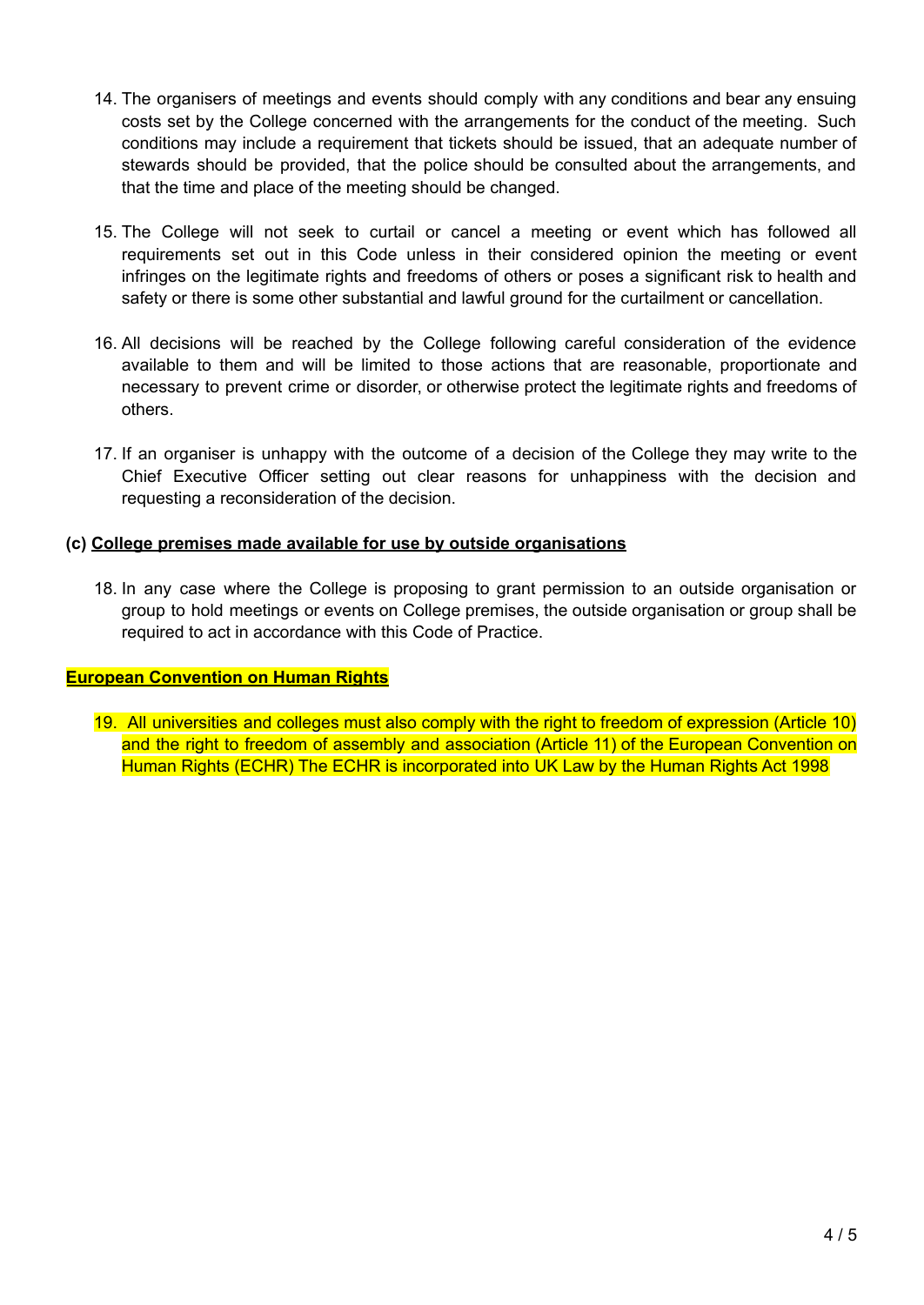14. The organisers of meetings and events should comply with any conditions and bear any ensuing costs set by the College concerned with the arrangements for the conduct of the meeting. Such conditions may include a requirement that tickets should be issued, that an adequate number of stewards should be provided, that the police should be consulted about the arrangements, and that the time and place of the meeting should be changed.

15. The College will not seek to curtail or cancel a meeting or event which has followed all requirements set out in this Code unless in their considered opinion the meeting or event infringes on the legitimate rights and freedoms of others or poses a significant risk to health and safety or there is some other substantial and lawful ground for the curtailment or cancellation.

16. All decisions will be reached by the College following careful consideration of the evidence available to them and will be limited to those actions that are reasonable, proportionate and necessary to prevent crime or disorder, or otherwise protect the legitimate rights and freedoms of others.

17. If an organiser is unhappy with the outcome of a decision of the College they may write to the Chief Executive Officer setting out clear reasons for unhappiness with the decision and requesting a reconsideration of the decision.

**(c) College premises made available for use by outside organisations**

18. In any case where the College is proposing to grant permission to an outside organisation or group to hold meetings or events on College premises, the outside organisation or group shall be required to act in accordance with this Code of Practice.

**European Convention on Human Rights**

19. All universities and colleges must also comply with the right to freedom of expression (Article 10) and the right to freedom of assembly and association (Article 11) of the European Convention on Human Rights (ECHR) The ECHR is incorporated into UK Law by the Human Rights Act 1998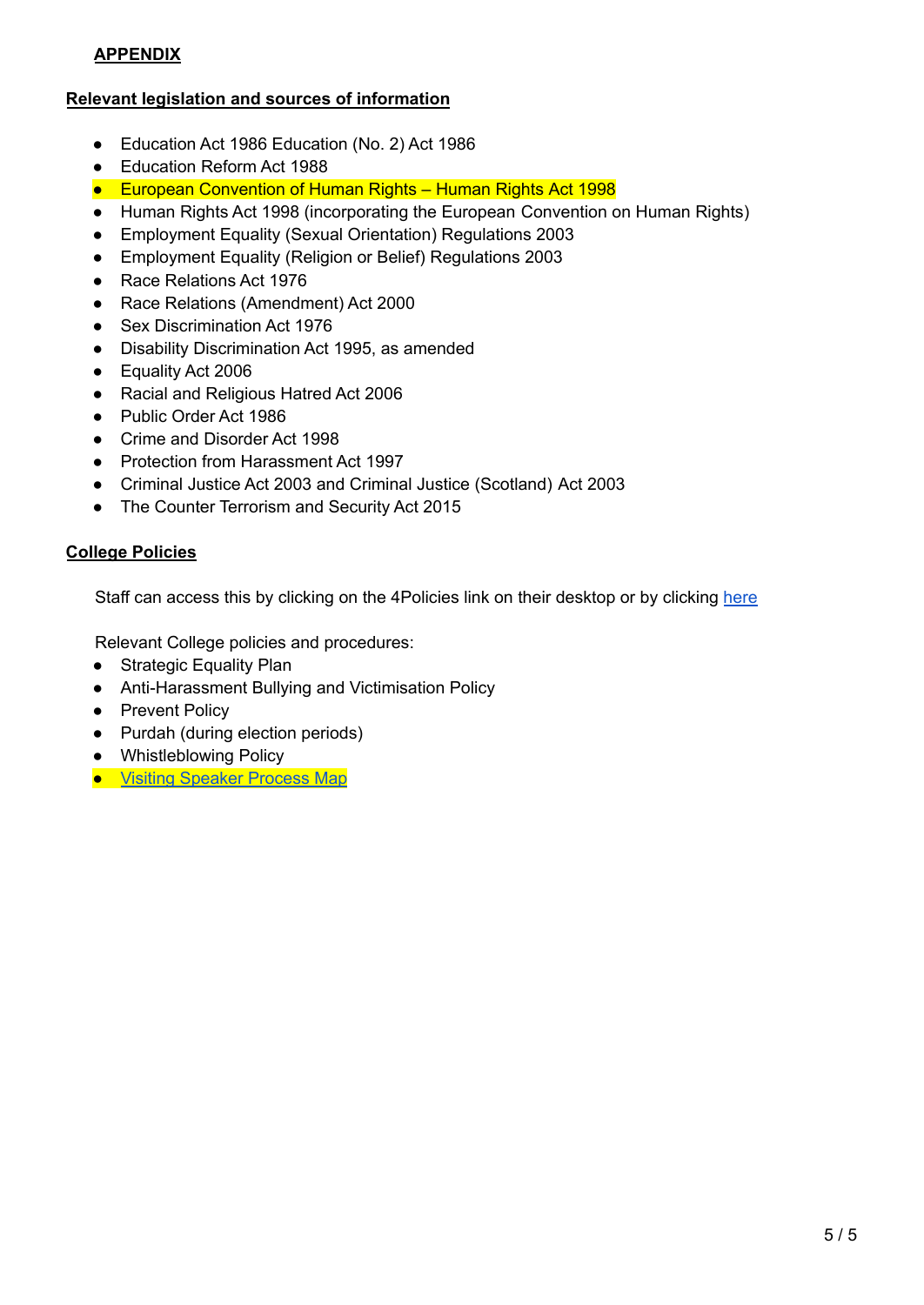**APPENDIX**

**Relevant legislation and sources of information**

- Education Act 1986 Education (No. 2) Act 1986
- Education Reform Act 1988
- European Convention of Human Rights – Human Rights Act 1998
- Human Rights Act 1998 (incorporating the European Convention on Human Rights)
- Employment Equality (Sexual Orientation) Regulations 2003
- Employment Equality (Religion or Belief) Regulations 2003
- Race Relations Act 1976
- Race Relations (Amendment) Act 2000
- Sex Discrimination Act 1976
- Disability Discrimination Act 1995, as amended
- Equality Act 2006
- Racial and Religious Hatred Act 2006
- Public Order Act 1986
- Crime and Disorder Act 1998
- Protection from Harassment Act 1997
- Criminal Justice Act 2003 and Criminal Justice (Scotland) Act 2003
- The Counter Terrorism and Security Act 2015

**College Policies**

Staff can access this by clicking on the 4Policies link on their desktop or by clicking here

Relevant College policies and procedures:

- Strategic Equality Plan
- Anti-Harassment Bullying and Victimisation Policy
- Prevent Policy
- Purdah (during election periods)
- Whistleblowing Policy
- Visiting Speaker Process Map